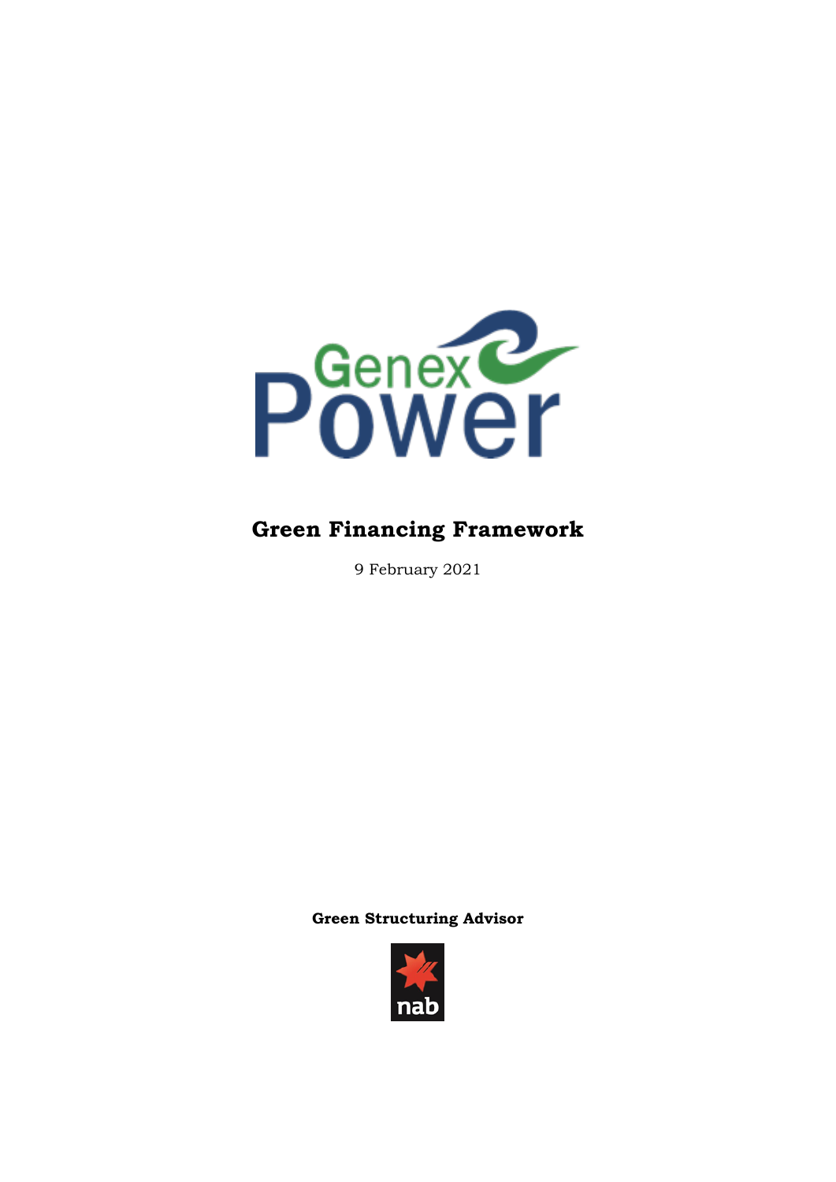Genex Power

# Green Financing Framework

9 February 2021

**Green Structuring Advisor**

nab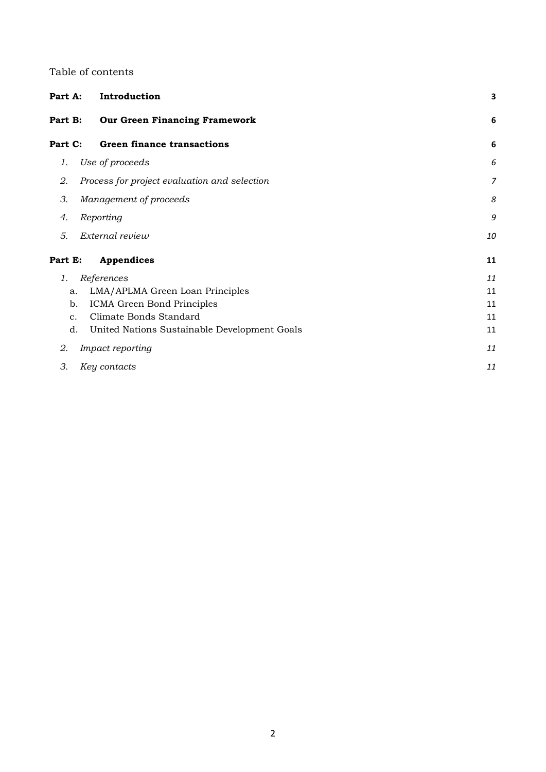Table of contents

| | | |
|---|---|---|
| **Part A:** | **Introduction** | **3** |
| **Part B:** | **Our Green Financing Framework** | **6** |
| **Part C:** | **Green finance transactions** | **6** |
| *1.* | *Use of proceeds* | *6* |
| *2.* | *Process for project evaluation and selection* | *7* |
| *3.* | *Management of proceeds* | *8* |
| *4.* | *Reporting* | *9* |
| *5.* | *External review* | *10* |
| **Part E:** | **Appendices** | **11** |
| *1.* | *References* | *11* |
| a. | LMA/APLMA Green Loan Principles | 11 |
| b. | ICMA Green Bond Principles | 11 |
| c. | Climate Bonds Standard | 11 |
| d. | United Nations Sustainable Development Goals | 11 |
| *2.* | *Impact reporting* | *11* |
| *3.* | *Key contacts* | *11* |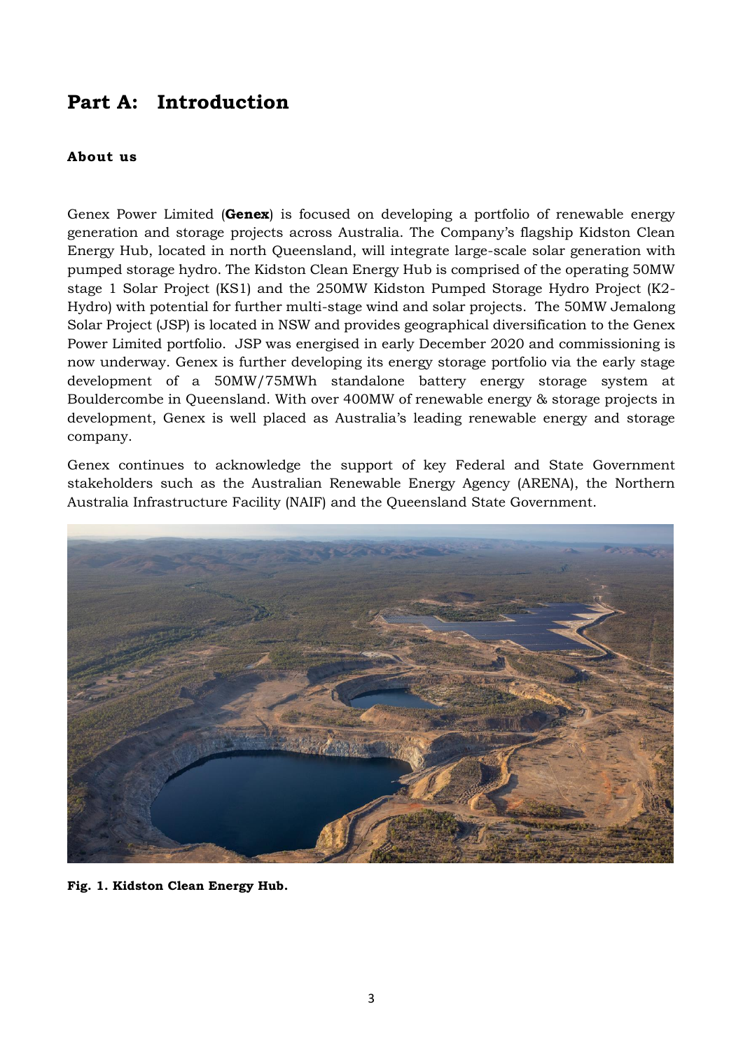# Part A: Introduction

### About us

Genex Power Limited (**Genex**) is focused on developing a portfolio of renewable energy generation and storage projects across Australia. The Company's flagship Kidston Clean Energy Hub, located in north Queensland, will integrate large-scale solar generation with pumped storage hydro. The Kidston Clean Energy Hub is comprised of the operating 50MW stage 1 Solar Project (KS1) and the 250MW Kidston Pumped Storage Hydro Project (K2-Hydro) with potential for further multi-stage wind and solar projects. The 50MW Jemalong Solar Project (JSP) is located in NSW and provides geographical diversification to the Genex Power Limited portfolio. JSP was energised in early December 2020 and commissioning is now underway. Genex is further developing its energy storage portfolio via the early stage development of a 50MW/75MWh standalone battery energy storage system at Bouldercombe in Queensland. With over 400MW of renewable energy & storage projects in development, Genex is well placed as Australia's leading renewable energy and storage company.

Genex continues to acknowledge the support of key Federal and State Government stakeholders such as the Australian Renewable Energy Agency (ARENA), the Northern Australia Infrastructure Facility (NAIF) and the Queensland State Government.

**Fig. 1. Kidston Clean Energy Hub.**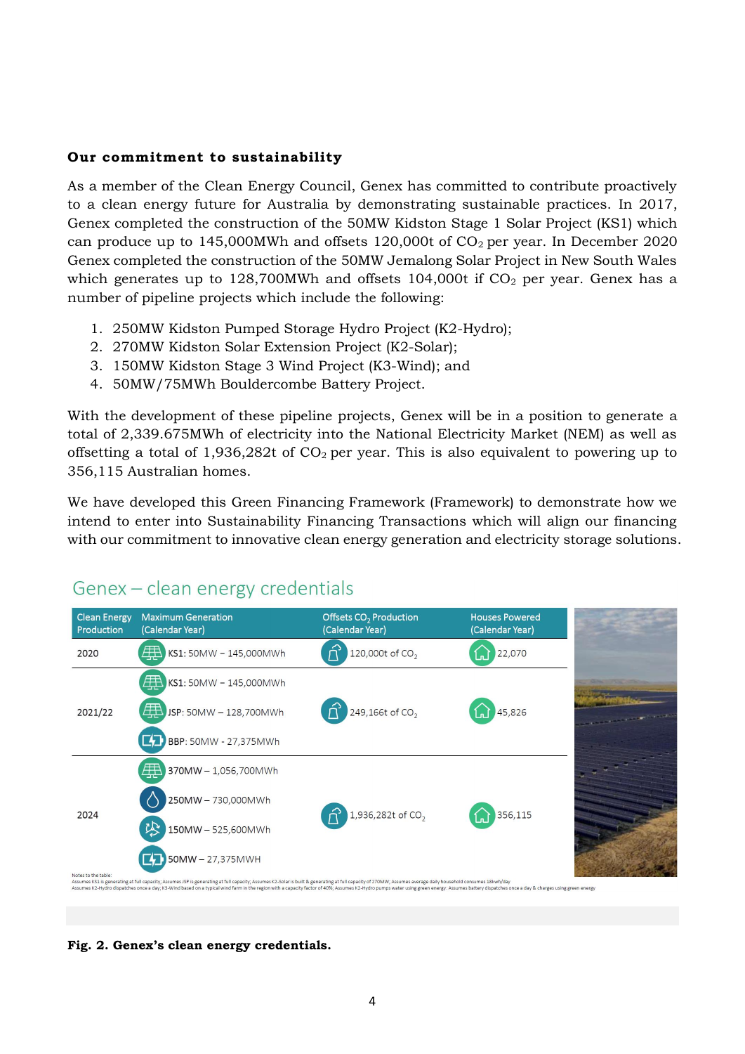**Our commitment to sustainability**

As a member of the Clean Energy Council, Genex has committed to contribute proactively to a clean energy future for Australia by demonstrating sustainable practices. In 2017, Genex completed the construction of the 50MW Kidston Stage 1 Solar Project (KS1) which can produce up to 145,000MWh and offsets 120,000t of $CO_2$ per year. In December 2020 Genex completed the construction of the 50MW Jemalong Solar Project in New South Wales which generates up to 128,700MWh and offsets 104,000t if $CO_2$ per year. Genex has a number of pipeline projects which include the following:

1. 250MW Kidston Pumped Storage Hydro Project (K2-Hydro);
2. 270MW Kidston Solar Extension Project (K2-Solar);
3. 150MW Kidston Stage 3 Wind Project (K3-Wind); and
4. 50MW/75MWh Bouldercombe Battery Project.

With the development of these pipeline projects, Genex will be in a position to generate a total of 2,339.675MWh of electricity into the National Electricity Market (NEM) as well as offsetting a total of 1,936,282t of $CO_2$ per year. This is also equivalent to powering up to 356,115 Australian homes.

We have developed this Green Financing Framework (Framework) to demonstrate how we intend to enter into Sustainability Financing Transactions which will align our financing with our commitment to innovative clean energy generation and electricity storage solutions.

## Genex – clean energy credentials

| Clean Energy Production | Maximum Generation (Calendar Year) | Offsets $CO_2$ Production (Calendar Year) | Houses Powered (Calendar Year) |
|---|---|---|---|
| 2020 | KS1: 50MW – 145,000MWh | 120,000t of $CO_2$ | 22,070 |
| 2021/22 | KS1: 50MW – 145,000MWh<br>JSP: 50MW – 128,700MWh<br>BBP: 50MW - 27,375MWh | 249,166t of $CO_2$ | 45,826 |
| 2024 | 370MW – 1,056,700MWh<br>250MW – 730,000MWh<br>150MW – 525,600MWh<br>50MW – 27,375MWH | 1,936,282t of $CO_2$ | 356,115 |

Notes to the table:
Assumes KS1 is generating at full capacity; Assumes JSP is generating at full capacity; Assumes K2-Solar is built & generating at full capacity of 270MW; Assumes average daily household consumes 18kwh/day
Assumes K2-Hydro dispatches once a day; K3-Wind based on a typical wind farm in the region with a capacity factor of 40%; Assumes K2-Hydro pumps water using green energy; Assumes battery dispatches once a day & charges using green energy

**Fig. 2. Genex's clean energy credentials.**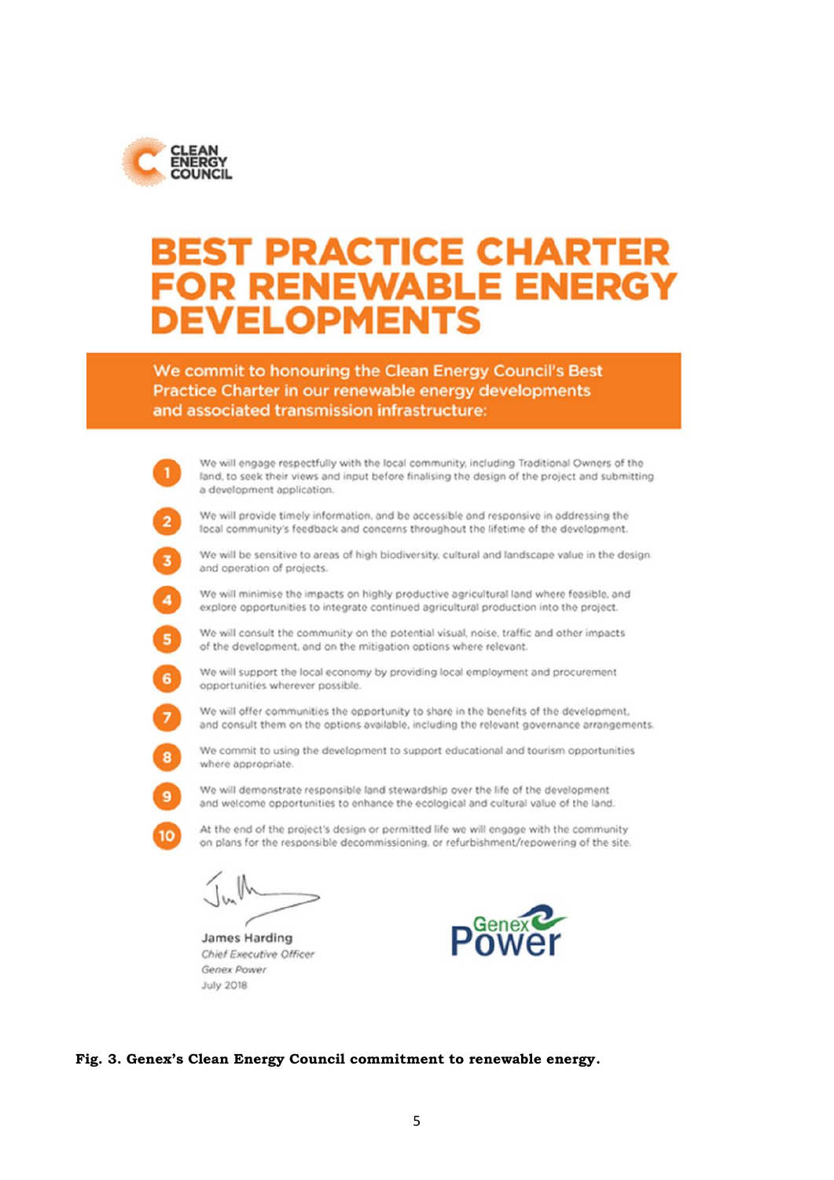CLEAN ENERGY COUNCIL

# BEST PRACTICE CHARTER FOR RENEWABLE ENERGY DEVELOPMENTS

**We commit to honouring the Clean Energy Council's Best Practice Charter in our renewable energy developments and associated transmission infrastructure:**

1. We will engage respectfully with the local community, including Traditional Owners of the land, to seek their views and input before finalising the design of the project and submitting a development application.
2. We will provide timely information, and be accessible and responsive in addressing the local community's feedback and concerns throughout the lifetime of the development.
3. We will be sensitive to areas of high biodiversity, cultural and landscape value in the design and operation of projects.
4. We will minimise the impacts on highly productive agricultural land where feasible, and explore opportunities to integrate continued agricultural production into the project.
5. We will consult the community on the potential visual, noise, traffic and other impacts of the development, and on the mitigation options where relevant.
6. We will support the local economy by providing local employment and procurement opportunities wherever possible.
7. We will offer communities the opportunity to share in the benefits of the development, and consult them on the options available, including the relevant governance arrangements.
8. We commit to using the development to support educational and tourism opportunities where appropriate.
9. We will demonstrate responsible land stewardship over the life of the development and welcome opportunities to enhance the ecological and cultural value of the land.
10. At the end of the project's design or permitted life we will engage with the community on plans for the responsible decommissioning, or refurbishment/repowering of the site.

James Harding
*Chief Executive Officer*
*Genex Power*
July 2018

Genex Power

**Fig. 3. Genex's Clean Energy Council commitment to renewable energy.**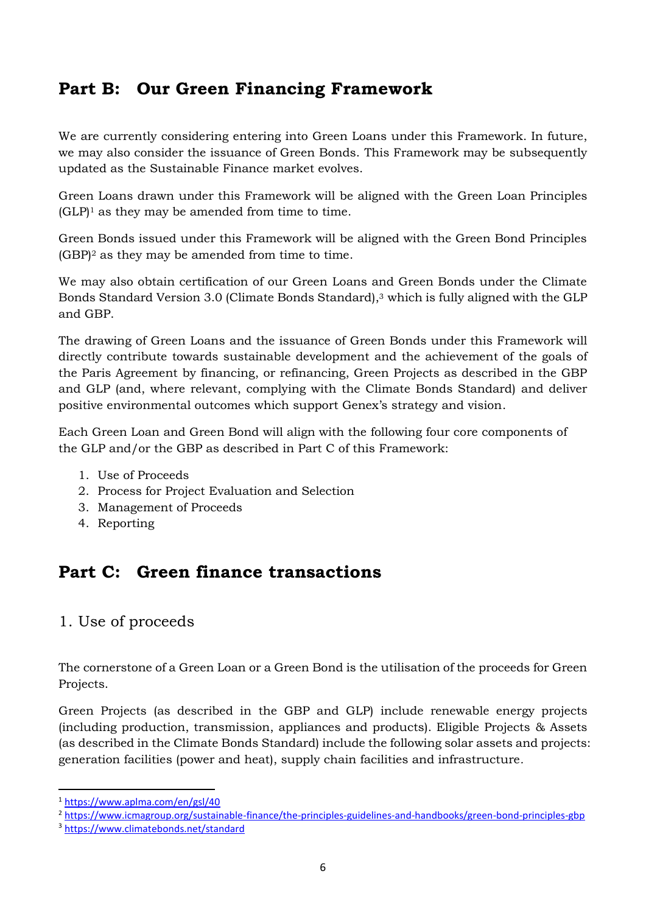## Part B: Our Green Financing Framework

We are currently considering entering into Green Loans under this Framework. In future, we may also consider the issuance of Green Bonds. This Framework may be subsequently updated as the Sustainable Finance market evolves.

Green Loans drawn under this Framework will be aligned with the Green Loan Principles (GLP)[1] as they may be amended from time to time.

Green Bonds issued under this Framework will be aligned with the Green Bond Principles (GBP)[2] as they may be amended from time to time.

We may also obtain certification of our Green Loans and Green Bonds under the Climate Bonds Standard Version 3.0 (Climate Bonds Standard),[3] which is fully aligned with the GLP and GBP.

The drawing of Green Loans and the issuance of Green Bonds under this Framework will directly contribute towards sustainable development and the achievement of the goals of the Paris Agreement by financing, or refinancing, Green Projects as described in the GBP and GLP (and, where relevant, complying with the Climate Bonds Standard) and deliver positive environmental outcomes which support Genex's strategy and vision.

Each Green Loan and Green Bond will align with the following four core components of the GLP and/or the GBP as described in Part C of this Framework:

1. Use of Proceeds
2. Process for Project Evaluation and Selection
3. Management of Proceeds
4. Reporting

## Part C: Green finance transactions

### 1. Use of proceeds

The cornerstone of a Green Loan or a Green Bond is the utilisation of the proceeds for Green Projects.

Green Projects (as described in the GBP and GLP) include renewable energy projects (including production, transmission, appliances and products). Eligible Projects & Assets (as described in the Climate Bonds Standard) include the following solar assets and projects: generation facilities (power and heat), supply chain facilities and infrastructure.

---

[1] https://www.aplma.com/en/gsl/40

[2] https://www.icmagroup.org/sustainable-finance/the-principles-guidelines-and-handbooks/green-bond-principles-gbp

[3] https://www.climatebonds.net/standard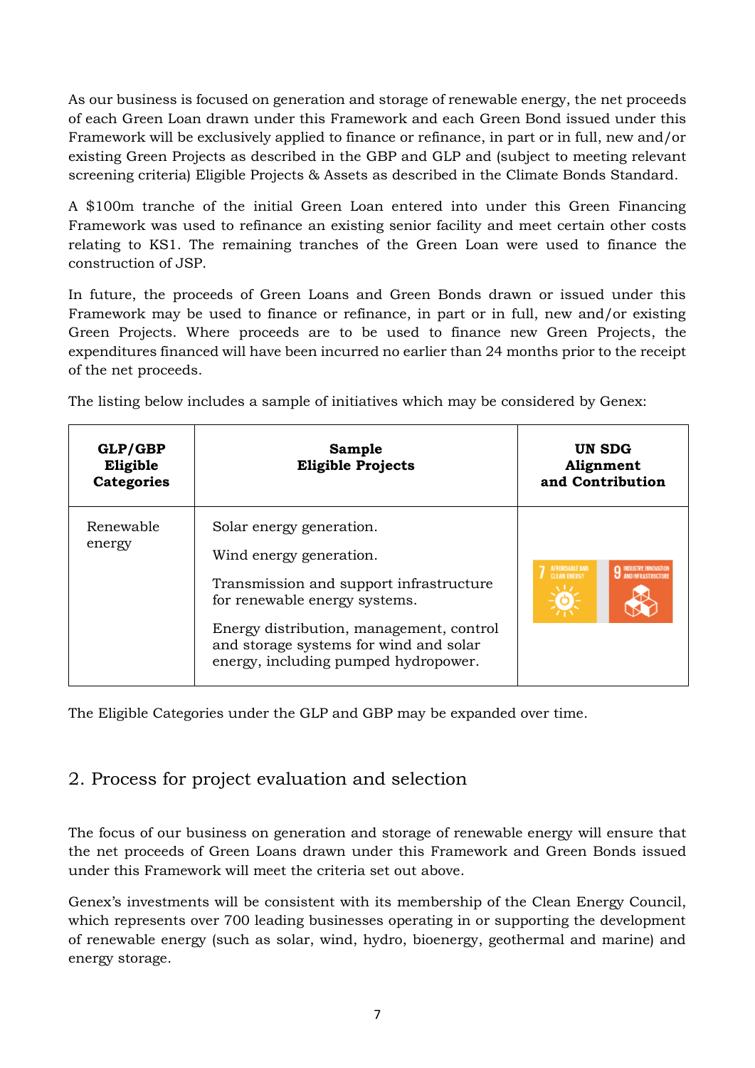As our business is focused on generation and storage of renewable energy, the net proceeds of each Green Loan drawn under this Framework and each Green Bond issued under this Framework will be exclusively applied to finance or refinance, in part or in full, new and/or existing Green Projects as described in the GBP and GLP and (subject to meeting relevant screening criteria) Eligible Projects & Assets as described in the Climate Bonds Standard.

A $100m tranche of the initial Green Loan entered into under this Green Financing Framework was used to refinance an existing senior facility and meet certain other costs relating to KS1. The remaining tranches of the Green Loan were used to finance the construction of JSP.

In future, the proceeds of Green Loans and Green Bonds drawn or issued under this Framework may be used to finance or refinance, in part or in full, new and/or existing Green Projects. Where proceeds are to be used to finance new Green Projects, the expenditures financed will have been incurred no earlier than 24 months prior to the receipt of the net proceeds.

The listing below includes a sample of initiatives which may be considered by Genex:

| GLP/GBP Eligible Categories | Sample Eligible Projects | UN SDG Alignment and Contribution |
| --- | --- | --- |
| Renewable energy | Solar energy generation.<br><br>Wind energy generation.<br><br>Transmission and support infrastructure for renewable energy systems.<br><br>Energy distribution, management, control and storage systems for wind and solar energy, including pumped hydropower. | 7 AFFORDABLE AND CLEAN ENERGY; 9 INDUSTRY, INNOVATION AND INFRASTRUCTURE |

The Eligible Categories under the GLP and GBP may be expanded over time.

## 2. Process for project evaluation and selection

The focus of our business on generation and storage of renewable energy will ensure that the net proceeds of Green Loans drawn under this Framework and Green Bonds issued under this Framework will meet the criteria set out above.

Genex's investments will be consistent with its membership of the Clean Energy Council, which represents over 700 leading businesses operating in or supporting the development of renewable energy (such as solar, wind, hydro, bioenergy, geothermal and marine) and energy storage.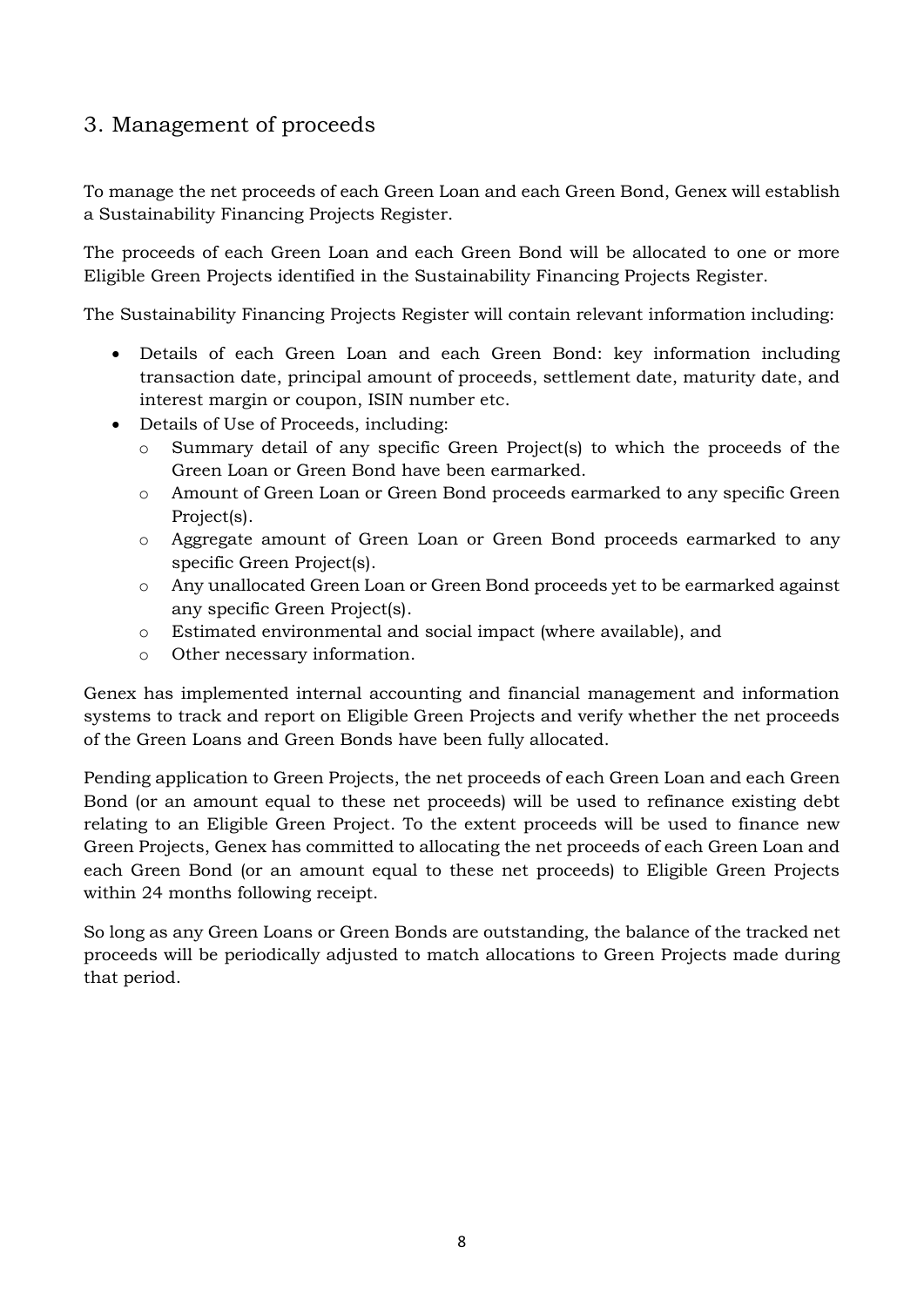## 3. Management of proceeds

To manage the net proceeds of each Green Loan and each Green Bond, Genex will establish a Sustainability Financing Projects Register.

The proceeds of each Green Loan and each Green Bond will be allocated to one or more Eligible Green Projects identified in the Sustainability Financing Projects Register.

The Sustainability Financing Projects Register will contain relevant information including:

- Details of each Green Loan and each Green Bond: key information including transaction date, principal amount of proceeds, settlement date, maturity date, and interest margin or coupon, ISIN number etc.
- Details of Use of Proceeds, including:
  - Summary detail of any specific Green Project(s) to which the proceeds of the Green Loan or Green Bond have been earmarked.
  - Amount of Green Loan or Green Bond proceeds earmarked to any specific Green Project(s).
  - Aggregate amount of Green Loan or Green Bond proceeds earmarked to any specific Green Project(s).
  - Any unallocated Green Loan or Green Bond proceeds yet to be earmarked against any specific Green Project(s).
  - Estimated environmental and social impact (where available), and
  - Other necessary information.

Genex has implemented internal accounting and financial management and information systems to track and report on Eligible Green Projects and verify whether the net proceeds of the Green Loans and Green Bonds have been fully allocated.

Pending application to Green Projects, the net proceeds of each Green Loan and each Green Bond (or an amount equal to these net proceeds) will be used to refinance existing debt relating to an Eligible Green Project. To the extent proceeds will be used to finance new Green Projects, Genex has committed to allocating the net proceeds of each Green Loan and each Green Bond (or an amount equal to these net proceeds) to Eligible Green Projects within 24 months following receipt.

So long as any Green Loans or Green Bonds are outstanding, the balance of the tracked net proceeds will be periodically adjusted to match allocations to Green Projects made during that period.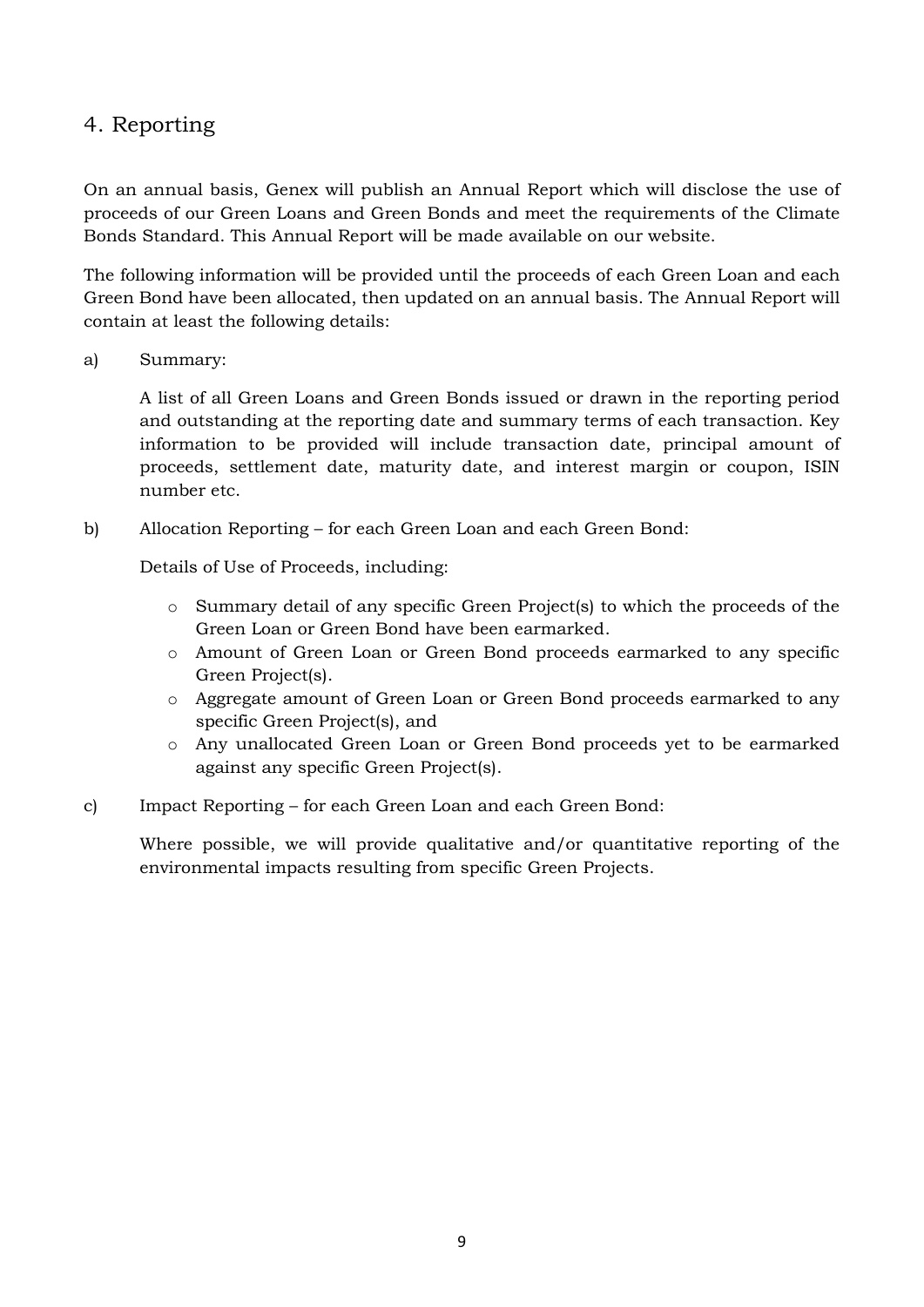## 4. Reporting

On an annual basis, Genex will publish an Annual Report which will disclose the use of proceeds of our Green Loans and Green Bonds and meet the requirements of the Climate Bonds Standard. This Annual Report will be made available on our website.

The following information will be provided until the proceeds of each Green Loan and each Green Bond have been allocated, then updated on an annual basis. The Annual Report will contain at least the following details:

a) Summary:

A list of all Green Loans and Green Bonds issued or drawn in the reporting period and outstanding at the reporting date and summary terms of each transaction. Key information to be provided will include transaction date, principal amount of proceeds, settlement date, maturity date, and interest margin or coupon, ISIN number etc.

b) Allocation Reporting – for each Green Loan and each Green Bond:

Details of Use of Proceeds, including:

- Summary detail of any specific Green Project(s) to which the proceeds of the Green Loan or Green Bond have been earmarked.
- Amount of Green Loan or Green Bond proceeds earmarked to any specific Green Project(s).
- Aggregate amount of Green Loan or Green Bond proceeds earmarked to any specific Green Project(s), and
- Any unallocated Green Loan or Green Bond proceeds yet to be earmarked against any specific Green Project(s).

c) Impact Reporting – for each Green Loan and each Green Bond:

Where possible, we will provide qualitative and/or quantitative reporting of the environmental impacts resulting from specific Green Projects.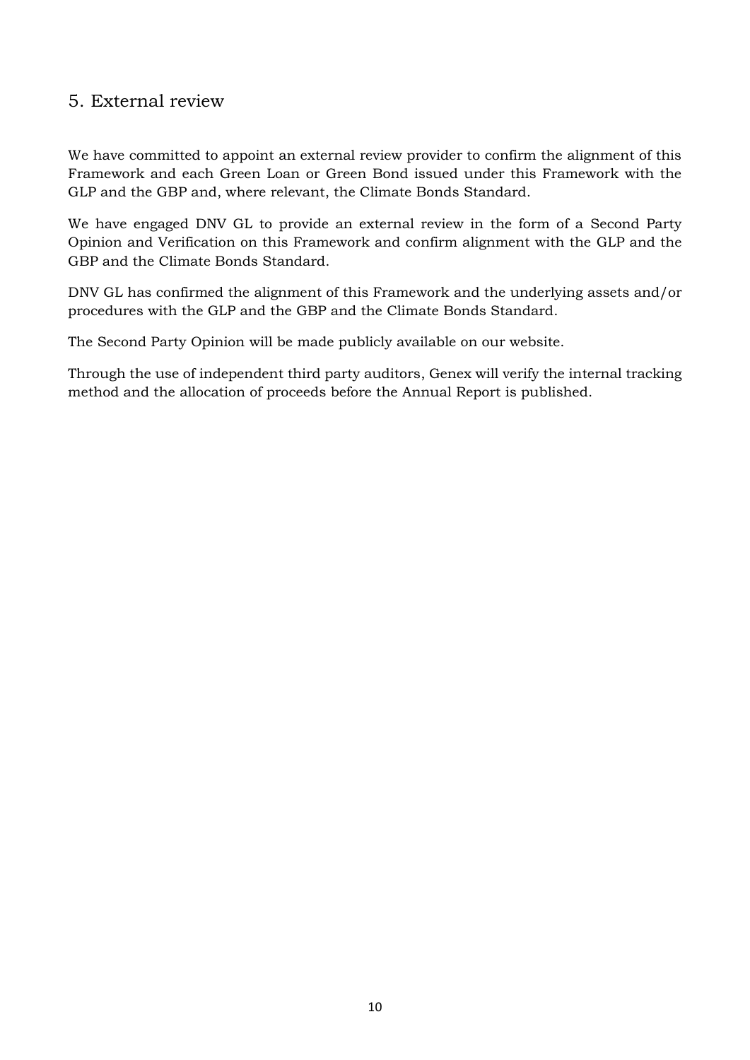## 5. External review

We have committed to appoint an external review provider to confirm the alignment of this Framework and each Green Loan or Green Bond issued under this Framework with the GLP and the GBP and, where relevant, the Climate Bonds Standard.

We have engaged DNV GL to provide an external review in the form of a Second Party Opinion and Verification on this Framework and confirm alignment with the GLP and the GBP and the Climate Bonds Standard.

DNV GL has confirmed the alignment of this Framework and the underlying assets and/or procedures with the GLP and the GBP and the Climate Bonds Standard.

The Second Party Opinion will be made publicly available on our website.

Through the use of independent third party auditors, Genex will verify the internal tracking method and the allocation of proceeds before the Annual Report is published.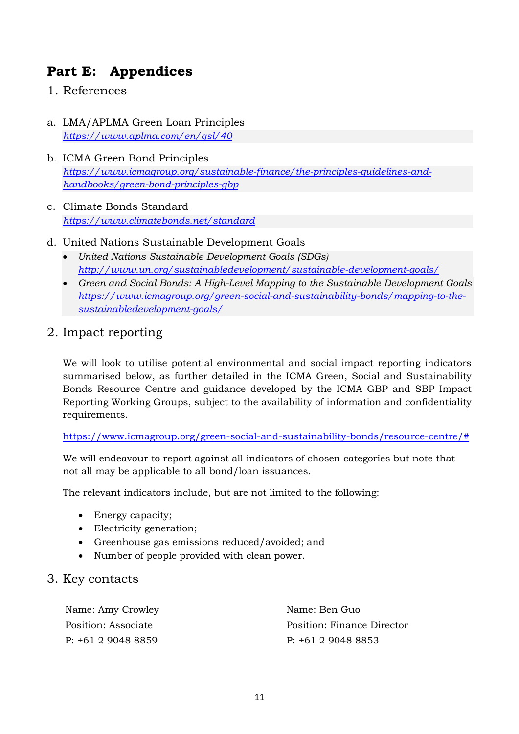# Part E: Appendices

## 1. References

a. LMA/APLMA Green Loan Principles
*https://www.aplma.com/en/gsl/40*

b. ICMA Green Bond Principles
*https://www.icmagroup.org/sustainable-finance/the-principles-guidelines-and-handbooks/green-bond-principles-gbp*

c. Climate Bonds Standard
*https://www.climatebonds.net/standard*

d. United Nations Sustainable Development Goals

- *United Nations Sustainable Development Goals (SDGs)*
  *http://www.un.org/sustainabledevelopment/sustainable-development-goals/*
- *Green and Social Bonds: A High-Level Mapping to the Sustainable Development Goals*
  *https://www.icmagroup.org/green-social-and-sustainability-bonds/mapping-to-the-sustainabledevelopment-goals/*

## 2. Impact reporting

We will look to utilise potential environmental and social impact reporting indicators summarised below, as further detailed in the ICMA Green, Social and Sustainability Bonds Resource Centre and guidance developed by the ICMA GBP and SBP Impact Reporting Working Groups, subject to the availability of information and confidentiality requirements.

https://www.icmagroup.org/green-social-and-sustainability-bonds/resource-centre/#

We will endeavour to report against all indicators of chosen categories but note that not all may be applicable to all bond/loan issuances.

The relevant indicators include, but are not limited to the following:

- Energy capacity;
- Electricity generation;
- Greenhouse gas emissions reduced/avoided; and
- Number of people provided with clean power.

## 3. Key contacts

Name: Amy Crowley
Position: Associate
P: +61 2 9048 8859

Name: Ben Guo
Position: Finance Director
P: +61 2 9048 8853